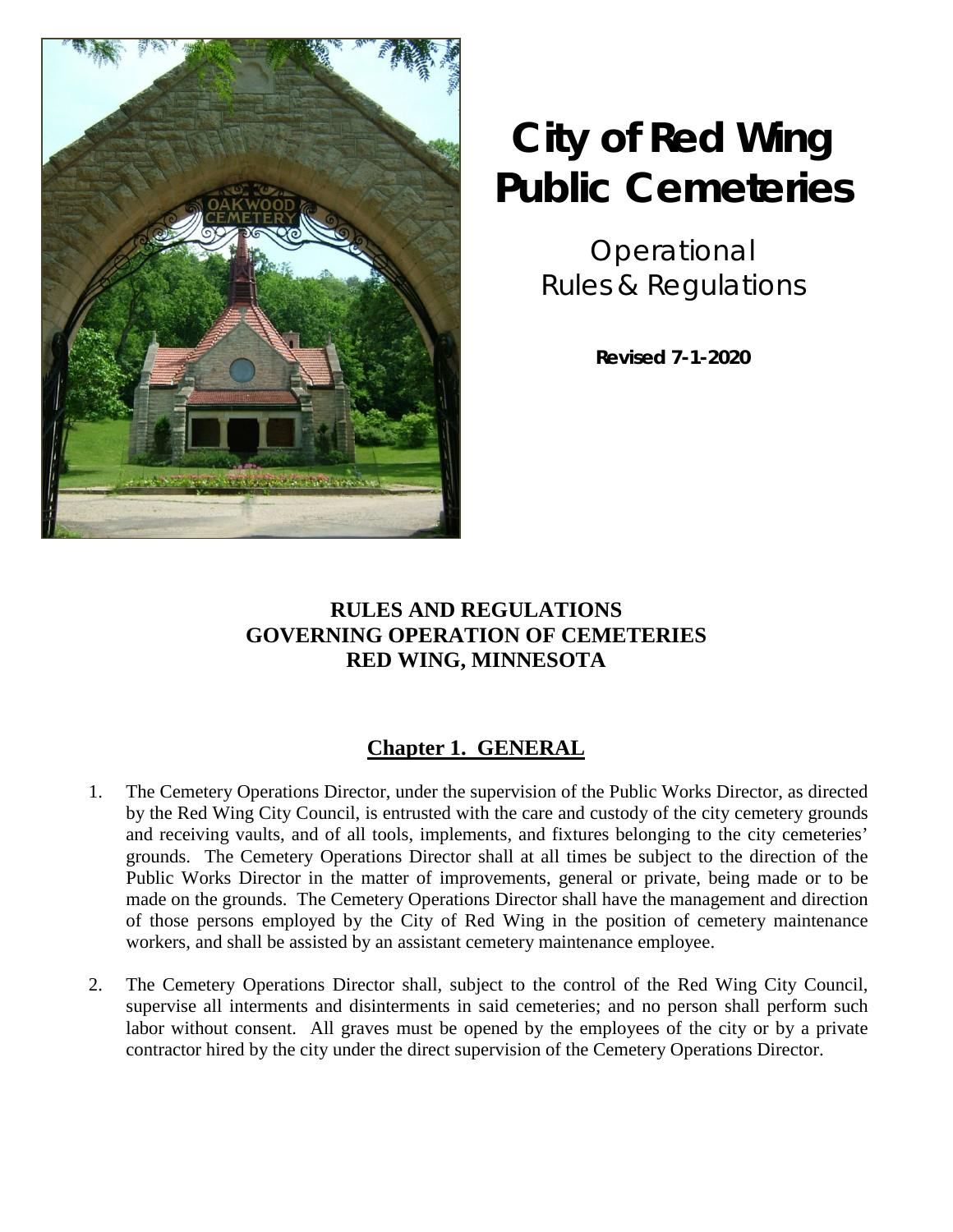# City of Red Wing Public Cemeteries

Operational Rules & Regulations

**Revised 7-1-2020**

## RULES AND REGULATIONS GOVERNING OPERATION OF CEMETERIES RED WING, MINNESOTA

## Chapter 1. GENERAL

1. The Cemetery Operations Director, under the supervision of the Public Works Director, as directed by the Red Wing City Council, is entrusted with the care and custody of the city cemetery grounds and receiving vaults, and of all tools, implements, and fixtures belonging to the city cemeteries' grounds. The Cemetery Operations Director shall at all times be subject to the direction of the Public Works Director in the matter of improvements, general or private, being made or to be made on the grounds. The Cemetery Operations Director shall have the management and direction of those persons employed by the City of Red Wing in the position of cemetery maintenance workers, and shall be assisted by an assistant cemetery maintenance employee.

2. The Cemetery Operations Director shall, subject to the control of the Red Wing City Council, supervise all interments and disinterments in said cemeteries; and no person shall perform such labor without consent. All graves must be opened by the employees of the city or by a private contractor hired by the city under the direct supervision of the Cemetery Operations Director.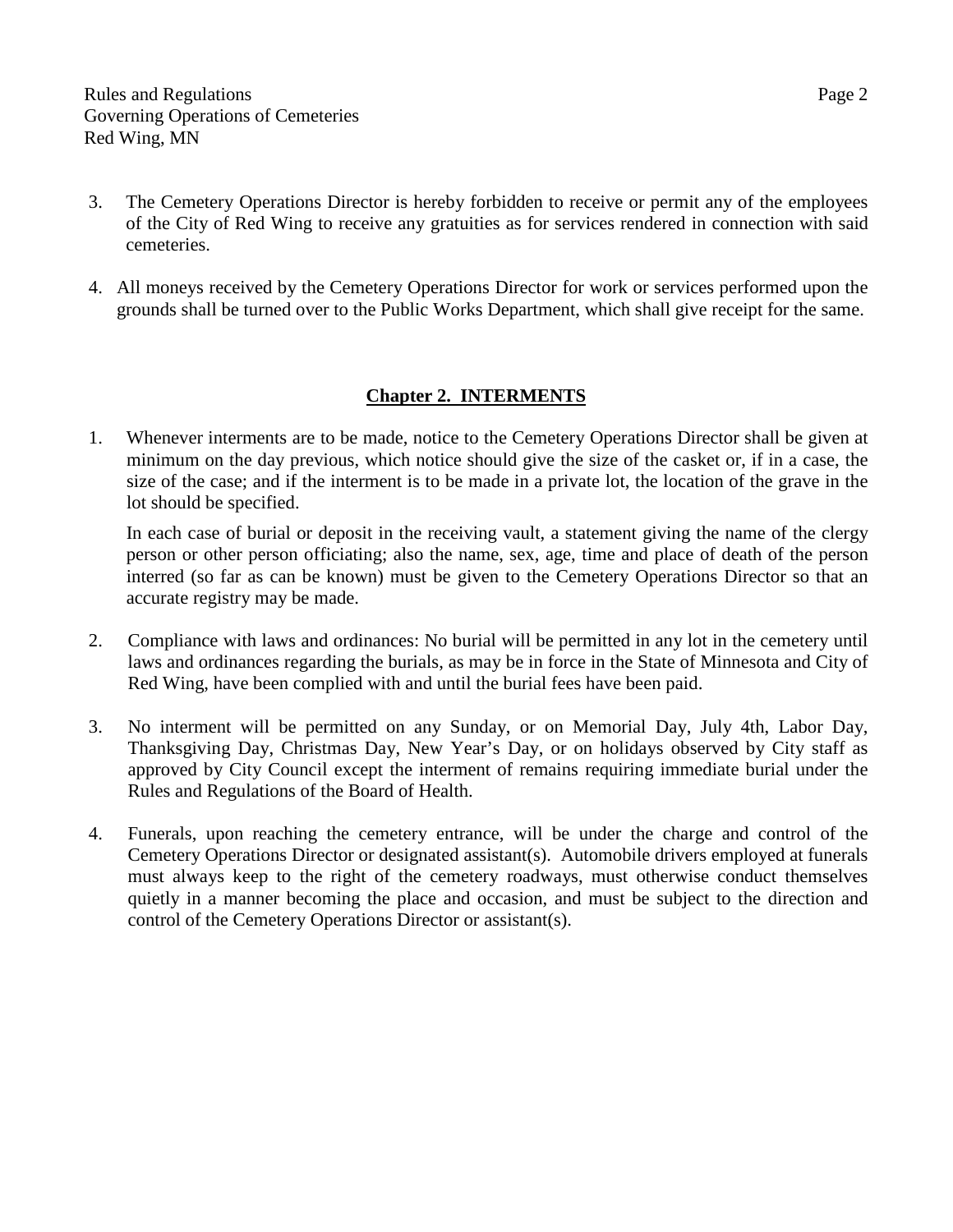3. The Cemetery Operations Director is hereby forbidden to receive or permit any of the employees of the City of Red Wing to receive any gratuities as for services rendered in connection with said cemeteries.

4. All moneys received by the Cemetery Operations Director for work or services performed upon the grounds shall be turned over to the Public Works Department, which shall give receipt for the same.

## Chapter 2. INTERMENTS

1. Whenever interments are to be made, notice to the Cemetery Operations Director shall be given at minimum on the day previous, which notice should give the size of the casket or, if in a case, the size of the case; and if the interment is to be made in a private lot, the location of the grave in the lot should be specified.

   In each case of burial or deposit in the receiving vault, a statement giving the name of the clergy person or other person officiating; also the name, sex, age, time and place of death of the person interred (so far as can be known) must be given to the Cemetery Operations Director so that an accurate registry may be made.

2. Compliance with laws and ordinances: No burial will be permitted in any lot in the cemetery until laws and ordinances regarding the burials, as may be in force in the State of Minnesota and City of Red Wing, have been complied with and until the burial fees have been paid.

3. No interment will be permitted on any Sunday, or on Memorial Day, July 4th, Labor Day, Thanksgiving Day, Christmas Day, New Year's Day, or on holidays observed by City staff as approved by City Council except the interment of remains requiring immediate burial under the Rules and Regulations of the Board of Health.

4. Funerals, upon reaching the cemetery entrance, will be under the charge and control of the Cemetery Operations Director or designated assistant(s). Automobile drivers employed at funerals must always keep to the right of the cemetery roadways, must otherwise conduct themselves quietly in a manner becoming the place and occasion, and must be subject to the direction and control of the Cemetery Operations Director or assistant(s).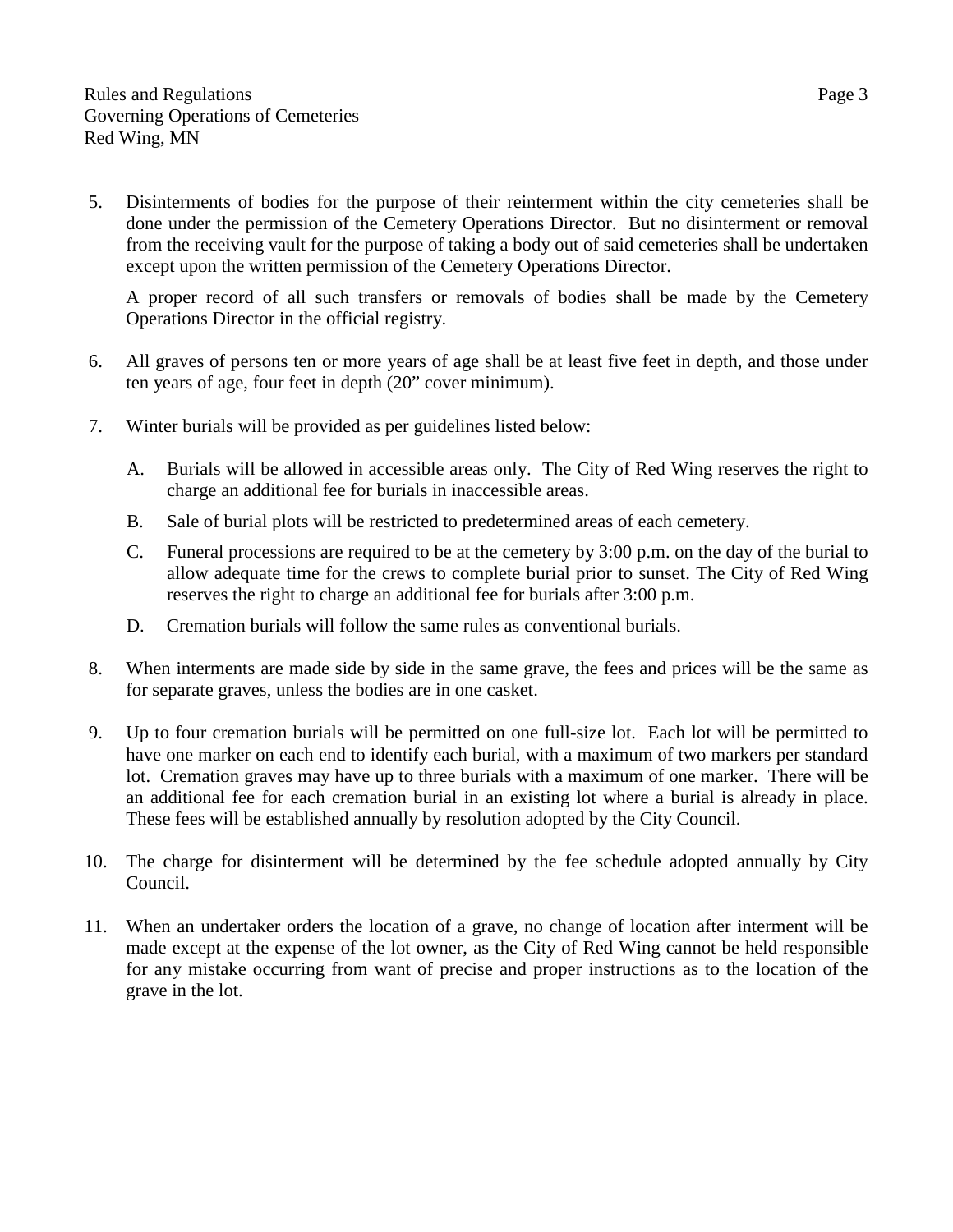5. Disinterments of bodies for the purpose of their reinterment within the city cemeteries shall be done under the permission of the Cemetery Operations Director. But no disinterment or removal from the receiving vault for the purpose of taking a body out of said cemeteries shall be undertaken except upon the written permission of the Cemetery Operations Director.

   A proper record of all such transfers or removals of bodies shall be made by the Cemetery Operations Director in the official registry.

6. All graves of persons ten or more years of age shall be at least five feet in depth, and those under ten years of age, four feet in depth (20" cover minimum).

7. Winter burials will be provided as per guidelines listed below:

   A. Burials will be allowed in accessible areas only. The City of Red Wing reserves the right to charge an additional fee for burials in inaccessible areas.

   B. Sale of burial plots will be restricted to predetermined areas of each cemetery.

   C. Funeral processions are required to be at the cemetery by 3:00 p.m. on the day of the burial to allow adequate time for the crews to complete burial prior to sunset. The City of Red Wing reserves the right to charge an additional fee for burials after 3:00 p.m.

   D. Cremation burials will follow the same rules as conventional burials.

8. When interments are made side by side in the same grave, the fees and prices will be the same as for separate graves, unless the bodies are in one casket.

9. Up to four cremation burials will be permitted on one full-size lot. Each lot will be permitted to have one marker on each end to identify each burial, with a maximum of two markers per standard lot. Cremation graves may have up to three burials with a maximum of one marker. There will be an additional fee for each cremation burial in an existing lot where a burial is already in place. These fees will be established annually by resolution adopted by the City Council.

10. The charge for disinterment will be determined by the fee schedule adopted annually by City Council.

11. When an undertaker orders the location of a grave, no change of location after interment will be made except at the expense of the lot owner, as the City of Red Wing cannot be held responsible for any mistake occurring from want of precise and proper instructions as to the location of the grave in the lot.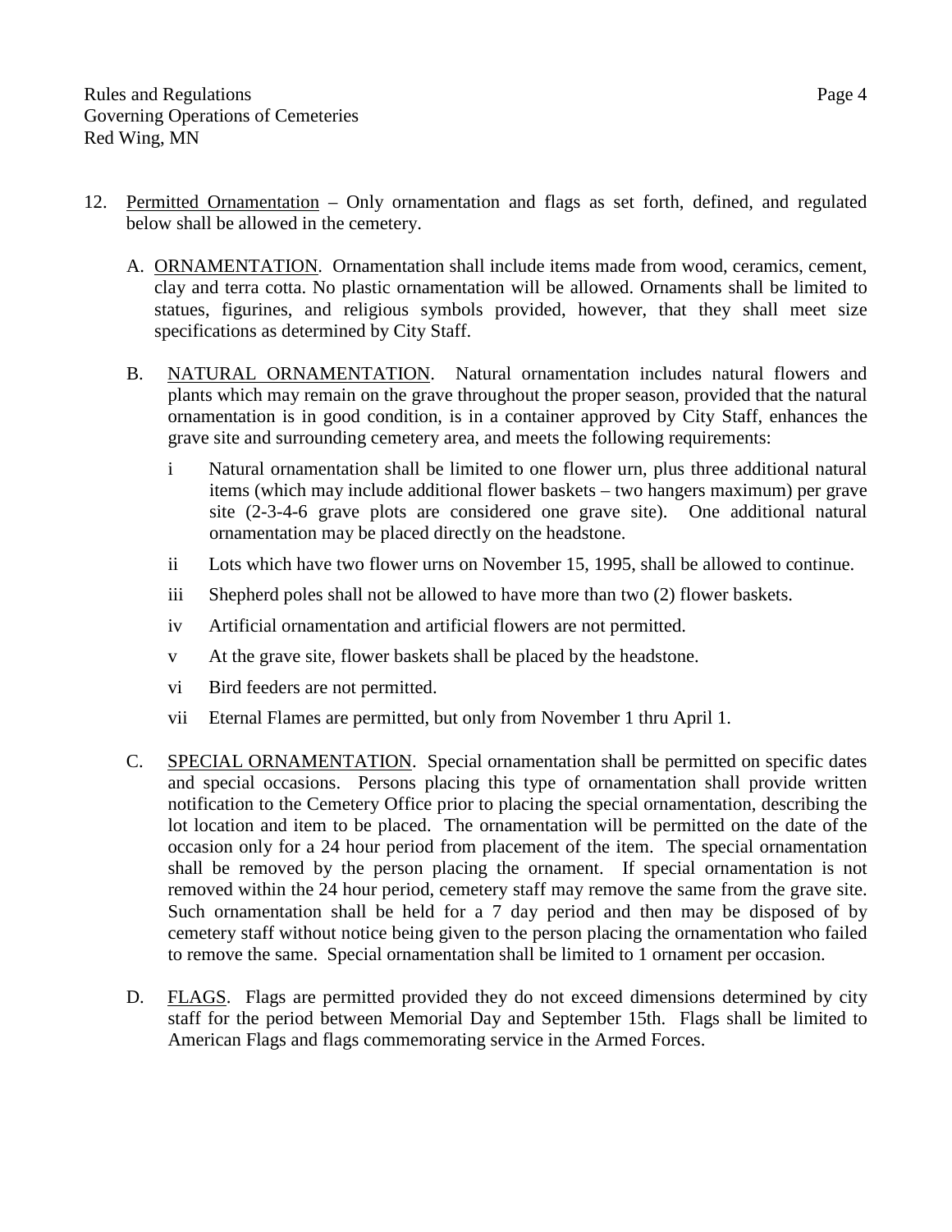12. Permitted Ornamentation – Only ornamentation and flags as set forth, defined, and regulated below shall be allowed in the cemetery.

    A. ORNAMENTATION. Ornamentation shall include items made from wood, ceramics, cement, clay and terra cotta. No plastic ornamentation will be allowed. Ornaments shall be limited to statues, figurines, and religious symbols provided, however, that they shall meet size specifications as determined by City Staff.

    B. NATURAL ORNAMENTATION. Natural ornamentation includes natural flowers and plants which may remain on the grave throughout the proper season, provided that the natural ornamentation is in good condition, is in a container approved by City Staff, enhances the grave site and surrounding cemetery area, and meets the following requirements:

        i Natural ornamentation shall be limited to one flower urn, plus three additional natural items (which may include additional flower baskets – two hangers maximum) per grave site (2-3-4-6 grave plots are considered one grave site). One additional natural ornamentation may be placed directly on the headstone.

        ii Lots which have two flower urns on November 15, 1995, shall be allowed to continue.

        iii Shepherd poles shall not be allowed to have more than two (2) flower baskets.

        iv Artificial ornamentation and artificial flowers are not permitted.

        v At the grave site, flower baskets shall be placed by the headstone.

        vi Bird feeders are not permitted.

        vii Eternal Flames are permitted, but only from November 1 thru April 1.

    C. SPECIAL ORNAMENTATION. Special ornamentation shall be permitted on specific dates and special occasions. Persons placing this type of ornamentation shall provide written notification to the Cemetery Office prior to placing the special ornamentation, describing the lot location and item to be placed. The ornamentation will be permitted on the date of the occasion only for a 24 hour period from placement of the item. The special ornamentation shall be removed by the person placing the ornament. If special ornamentation is not removed within the 24 hour period, cemetery staff may remove the same from the grave site. Such ornamentation shall be held for a 7 day period and then may be disposed of by cemetery staff without notice being given to the person placing the ornamentation who failed to remove the same. Special ornamentation shall be limited to 1 ornament per occasion.

    D. FLAGS. Flags are permitted provided they do not exceed dimensions determined by city staff for the period between Memorial Day and September 15th. Flags shall be limited to American Flags and flags commemorating service in the Armed Forces.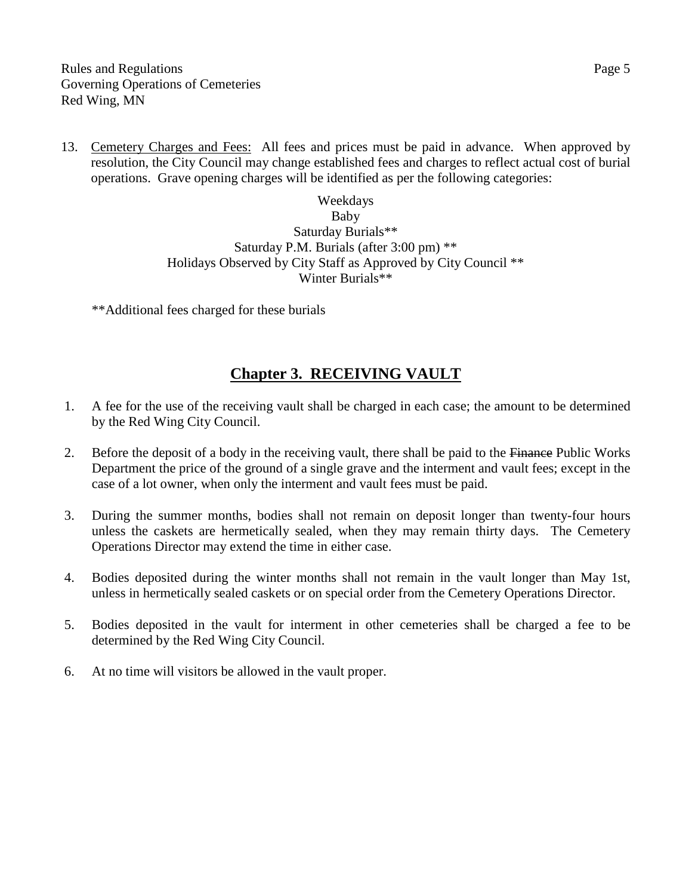13. Cemetery Charges and Fees: All fees and prices must be paid in advance. When approved by resolution, the City Council may change established fees and charges to reflect actual cost of burial operations. Grave opening charges will be identified as per the following categories:

    Weekdays
    Baby
    Saturday Burials**
    Saturday P.M. Burials (after 3:00 pm) **
    Holidays Observed by City Staff as Approved by City Council **
    Winter Burials**

    **Additional fees charged for these burials

## Chapter 3. RECEIVING VAULT

1. A fee for the use of the receiving vault shall be charged in each case; the amount to be determined by the Red Wing City Council.
2. Before the deposit of a body in the receiving vault, there shall be paid to the ~~Finance~~ Public Works Department the price of the ground of a single grave and the interment and vault fees; except in the case of a lot owner, when only the interment and vault fees must be paid.
3. During the summer months, bodies shall not remain on deposit longer than twenty-four hours unless the caskets are hermetically sealed, when they may remain thirty days. The Cemetery Operations Director may extend the time in either case.
4. Bodies deposited during the winter months shall not remain in the vault longer than May 1st, unless in hermetically sealed caskets or on special order from the Cemetery Operations Director.
5. Bodies deposited in the vault for interment in other cemeteries shall be charged a fee to be determined by the Red Wing City Council.
6. At no time will visitors be allowed in the vault proper.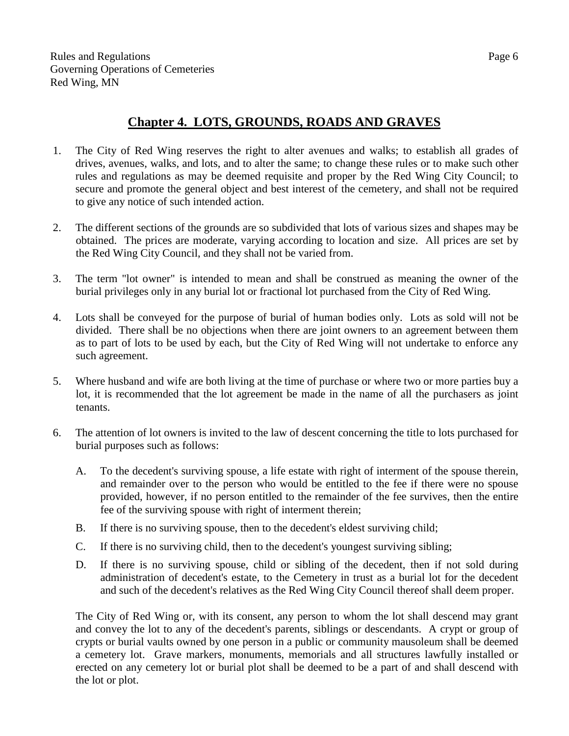## Chapter 4. LOTS, GROUNDS, ROADS AND GRAVES

1. The City of Red Wing reserves the right to alter avenues and walks; to establish all grades of drives, avenues, walks, and lots, and to alter the same; to change these rules or to make such other rules and regulations as may be deemed requisite and proper by the Red Wing City Council; to secure and promote the general object and best interest of the cemetery, and shall not be required to give any notice of such intended action.

2. The different sections of the grounds are so subdivided that lots of various sizes and shapes may be obtained. The prices are moderate, varying according to location and size. All prices are set by the Red Wing City Council, and they shall not be varied from.

3. The term "lot owner" is intended to mean and shall be construed as meaning the owner of the burial privileges only in any burial lot or fractional lot purchased from the City of Red Wing.

4. Lots shall be conveyed for the purpose of burial of human bodies only. Lots as sold will not be divided. There shall be no objections when there are joint owners to an agreement between them as to part of lots to be used by each, but the City of Red Wing will not undertake to enforce any such agreement.

5. Where husband and wife are both living at the time of purchase or where two or more parties buy a lot, it is recommended that the lot agreement be made in the name of all the purchasers as joint tenants.

6. The attention of lot owners is invited to the law of descent concerning the title to lots purchased for burial purposes such as follows:

   A. To the decedent's surviving spouse, a life estate with right of interment of the spouse therein, and remainder over to the person who would be entitled to the fee if there were no spouse provided, however, if no person entitled to the remainder of the fee survives, then the entire fee of the surviving spouse with right of interment therein;

   B. If there is no surviving spouse, then to the decedent's eldest surviving child;

   C. If there is no surviving child, then to the decedent's youngest surviving sibling;

   D. If there is no surviving spouse, child or sibling of the decedent, then if not sold during administration of decedent's estate, to the Cemetery in trust as a burial lot for the decedent and such of the decedent's relatives as the Red Wing City Council thereof shall deem proper.

   The City of Red Wing or, with its consent, any person to whom the lot shall descend may grant and convey the lot to any of the decedent's parents, siblings or descendants. A crypt or group of crypts or burial vaults owned by one person in a public or community mausoleum shall be deemed a cemetery lot. Grave markers, monuments, memorials and all structures lawfully installed or erected on any cemetery lot or burial plot shall be deemed to be a part of and shall descend with the lot or plot.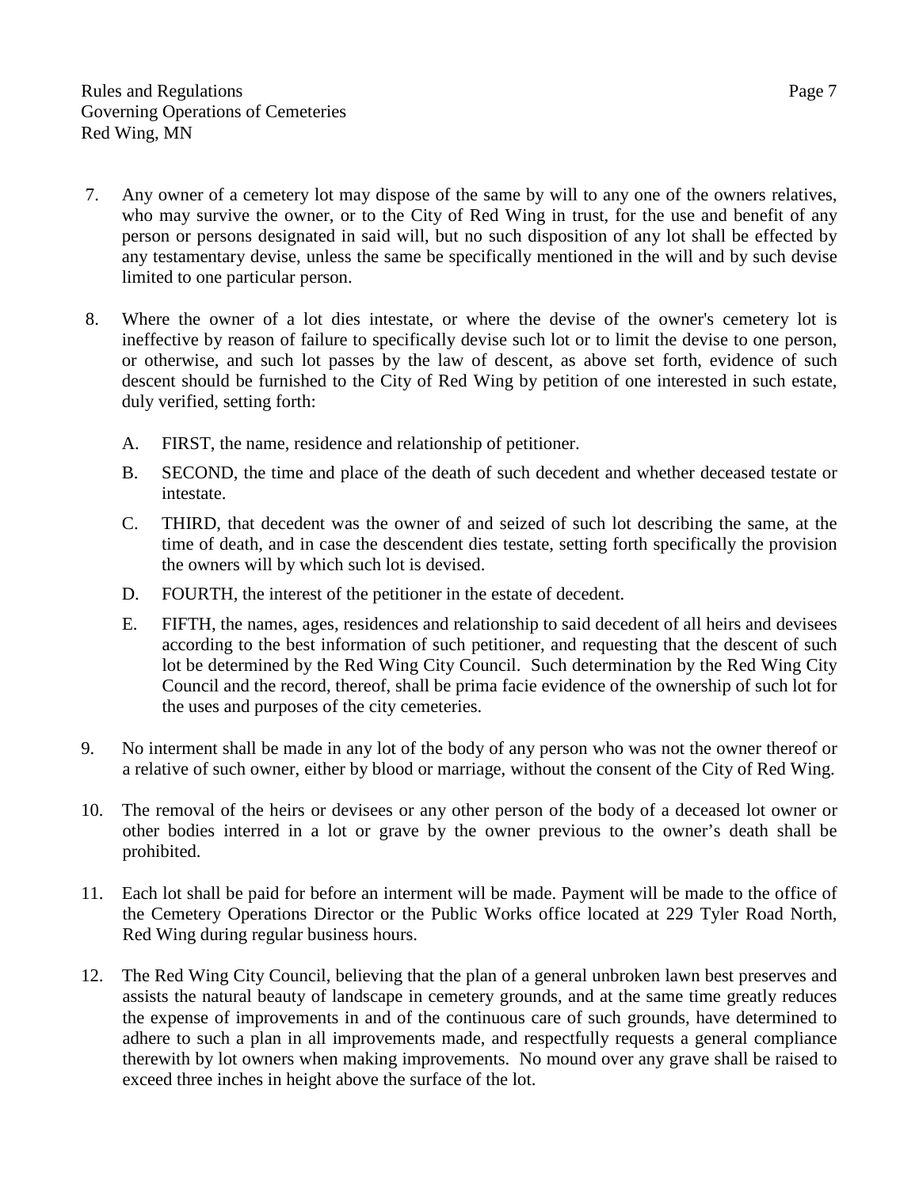7. Any owner of a cemetery lot may dispose of the same by will to any one of the owners relatives, who may survive the owner, or to the City of Red Wing in trust, for the use and benefit of any person or persons designated in said will, but no such disposition of any lot shall be effected by any testamentary devise, unless the same be specifically mentioned in the will and by such devise limited to one particular person.

8. Where the owner of a lot dies intestate, or where the devise of the owner's cemetery lot is ineffective by reason of failure to specifically devise such lot or to limit the devise to one person, or otherwise, and such lot passes by the law of descent, as above set forth, evidence of such descent should be furnished to the City of Red Wing by petition of one interested in such estate, duly verified, setting forth:

   A. FIRST, the name, residence and relationship of petitioner.

   B. SECOND, the time and place of the death of such decedent and whether deceased testate or intestate.

   C. THIRD, that decedent was the owner of and seized of such lot describing the same, at the time of death, and in case the descendent dies testate, setting forth specifically the provision the owners will by which such lot is devised.

   D. FOURTH, the interest of the petitioner in the estate of decedent.

   E. FIFTH, the names, ages, residences and relationship to said decedent of all heirs and devisees according to the best information of such petitioner, and requesting that the descent of such lot be determined by the Red Wing City Council. Such determination by the Red Wing City Council and the record, thereof, shall be prima facie evidence of the ownership of such lot for the uses and purposes of the city cemeteries.

9. No interment shall be made in any lot of the body of any person who was not the owner thereof or a relative of such owner, either by blood or marriage, without the consent of the City of Red Wing.

10. The removal of the heirs or devisees or any other person of the body of a deceased lot owner or other bodies interred in a lot or grave by the owner previous to the owner's death shall be prohibited.

11. Each lot shall be paid for before an interment will be made. Payment will be made to the office of the Cemetery Operations Director or the Public Works office located at 229 Tyler Road North, Red Wing during regular business hours.

12. The Red Wing City Council, believing that the plan of a general unbroken lawn best preserves and assists the natural beauty of landscape in cemetery grounds, and at the same time greatly reduces the expense of improvements in and of the continuous care of such grounds, have determined to adhere to such a plan in all improvements made, and respectfully requests a general compliance therewith by lot owners when making improvements. No mound over any grave shall be raised to exceed three inches in height above the surface of the lot.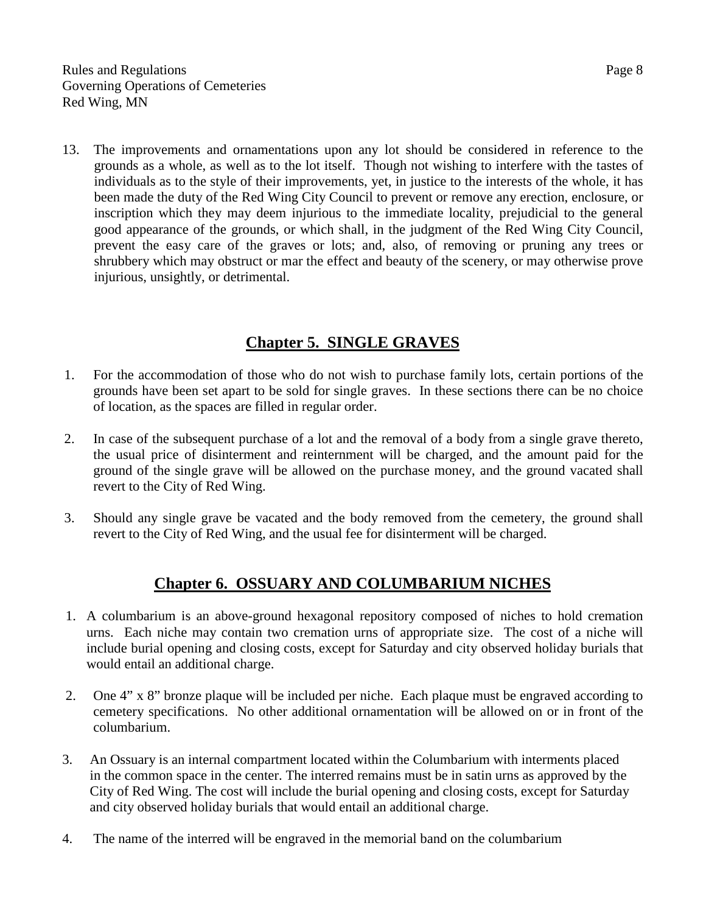13. The improvements and ornamentations upon any lot should be considered in reference to the grounds as a whole, as well as to the lot itself. Though not wishing to interfere with the tastes of individuals as to the style of their improvements, yet, in justice to the interests of the whole, it has been made the duty of the Red Wing City Council to prevent or remove any erection, enclosure, or inscription which they may deem injurious to the immediate locality, prejudicial to the general good appearance of the grounds, or which shall, in the judgment of the Red Wing City Council, prevent the easy care of the graves or lots; and, also, of removing or pruning any trees or shrubbery which may obstruct or mar the effect and beauty of the scenery, or may otherwise prove injurious, unsightly, or detrimental.

## Chapter 5. SINGLE GRAVES

1. For the accommodation of those who do not wish to purchase family lots, certain portions of the grounds have been set apart to be sold for single graves. In these sections there can be no choice of location, as the spaces are filled in regular order.

2. In case of the subsequent purchase of a lot and the removal of a body from a single grave thereto, the usual price of disinterment and reinternment will be charged, and the amount paid for the ground of the single grave will be allowed on the purchase money, and the ground vacated shall revert to the City of Red Wing.

3. Should any single grave be vacated and the body removed from the cemetery, the ground shall revert to the City of Red Wing, and the usual fee for disinterment will be charged.

## Chapter 6. OSSUARY AND COLUMBARIUM NICHES

1. A columbarium is an above-ground hexagonal repository composed of niches to hold cremation urns. Each niche may contain two cremation urns of appropriate size. The cost of a niche will include burial opening and closing costs, except for Saturday and city observed holiday burials that would entail an additional charge.

2. One 4" x 8" bronze plaque will be included per niche. Each plaque must be engraved according to cemetery specifications. No other additional ornamentation will be allowed on or in front of the columbarium.

3. An Ossuary is an internal compartment located within the Columbarium with interments placed in the common space in the center. The interred remains must be in satin urns as approved by the City of Red Wing. The cost will include the burial opening and closing costs, except for Saturday and city observed holiday burials that would entail an additional charge.

4. The name of the interred will be engraved in the memorial band on the columbarium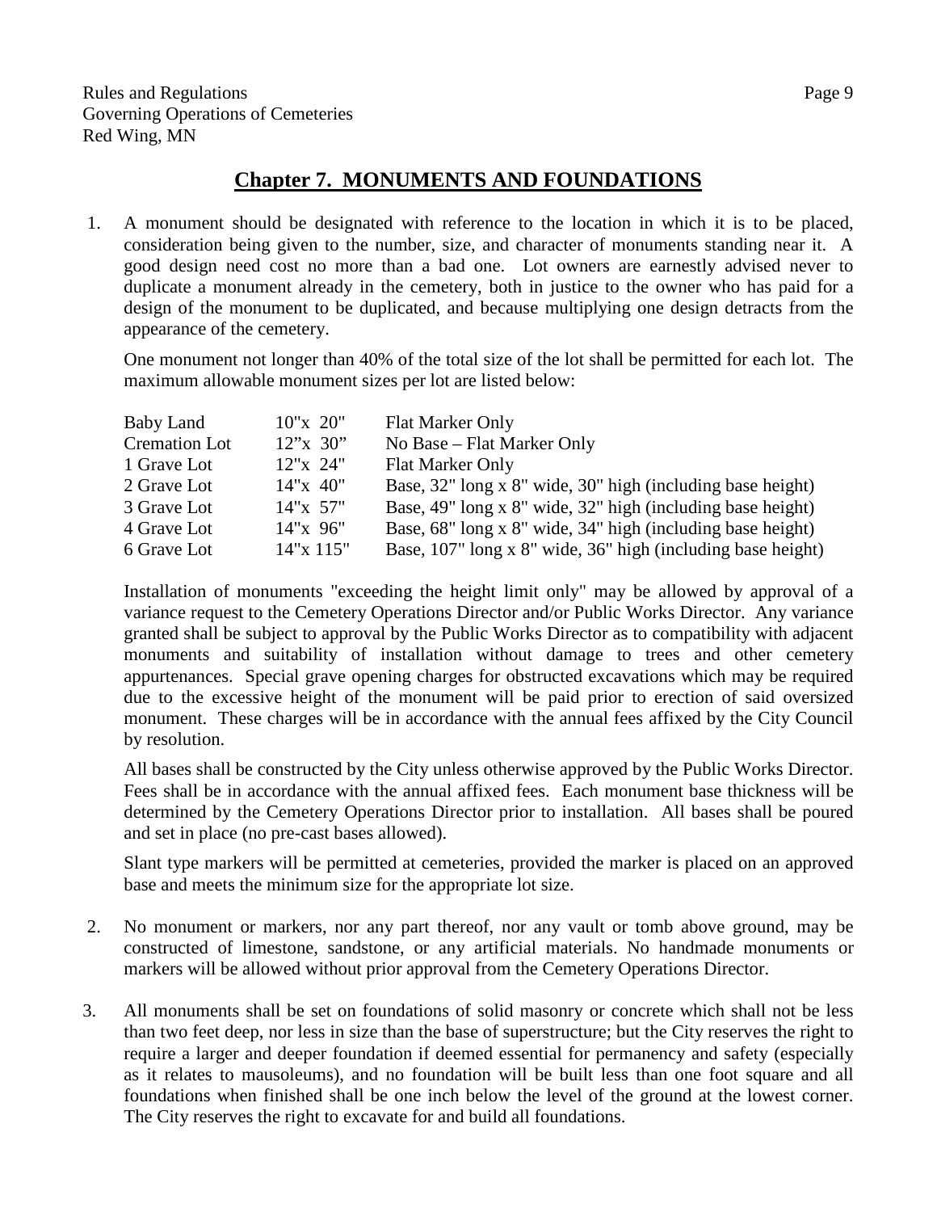## Chapter 7. MONUMENTS AND FOUNDATIONS

1. A monument should be designated with reference to the location in which it is to be placed, consideration being given to the number, size, and character of monuments standing near it. A good design need cost no more than a bad one. Lot owners are earnestly advised never to duplicate a monument already in the cemetery, both in justice to the owner who has paid for a design of the monument to be duplicated, and because multiplying one design detracts from the appearance of the cemetery.

   One monument not longer than 40% of the total size of the lot shall be permitted for each lot. The maximum allowable monument sizes per lot are listed below:

   | | | |
   |---|---|---|
   | Baby Land | 10"x 20" | Flat Marker Only |
   | Cremation Lot | 12"x 30" | No Base – Flat Marker Only |
   | 1 Grave Lot | 12"x 24" | Flat Marker Only |
   | 2 Grave Lot | 14"x 40" | Base, 32" long x 8" wide, 30" high (including base height) |
   | 3 Grave Lot | 14"x 57" | Base, 49" long x 8" wide, 32" high (including base height) |
   | 4 Grave Lot | 14"x 96" | Base, 68" long x 8" wide, 34" high (including base height) |
   | 6 Grave Lot | 14"x 115" | Base, 107" long x 8" wide, 36" high (including base height) |

   Installation of monuments "exceeding the height limit only" may be allowed by approval of a variance request to the Cemetery Operations Director and/or Public Works Director. Any variance granted shall be subject to approval by the Public Works Director as to compatibility with adjacent monuments and suitability of installation without damage to trees and other cemetery appurtenances. Special grave opening charges for obstructed excavations which may be required due to the excessive height of the monument will be paid prior to erection of said oversized monument. These charges will be in accordance with the annual fees affixed by the City Council by resolution.

   All bases shall be constructed by the City unless otherwise approved by the Public Works Director. Fees shall be in accordance with the annual affixed fees. Each monument base thickness will be determined by the Cemetery Operations Director prior to installation. All bases shall be poured and set in place (no pre-cast bases allowed).

   Slant type markers will be permitted at cemeteries, provided the marker is placed on an approved base and meets the minimum size for the appropriate lot size.

2. No monument or markers, nor any part thereof, nor any vault or tomb above ground, may be constructed of limestone, sandstone, or any artificial materials. No handmade monuments or markers will be allowed without prior approval from the Cemetery Operations Director.

3. All monuments shall be set on foundations of solid masonry or concrete which shall not be less than two feet deep, nor less in size than the base of superstructure; but the City reserves the right to require a larger and deeper foundation if deemed essential for permanency and safety (especially as it relates to mausoleums), and no foundation will be built less than one foot square and all foundations when finished shall be one inch below the level of the ground at the lowest corner. The City reserves the right to excavate for and build all foundations.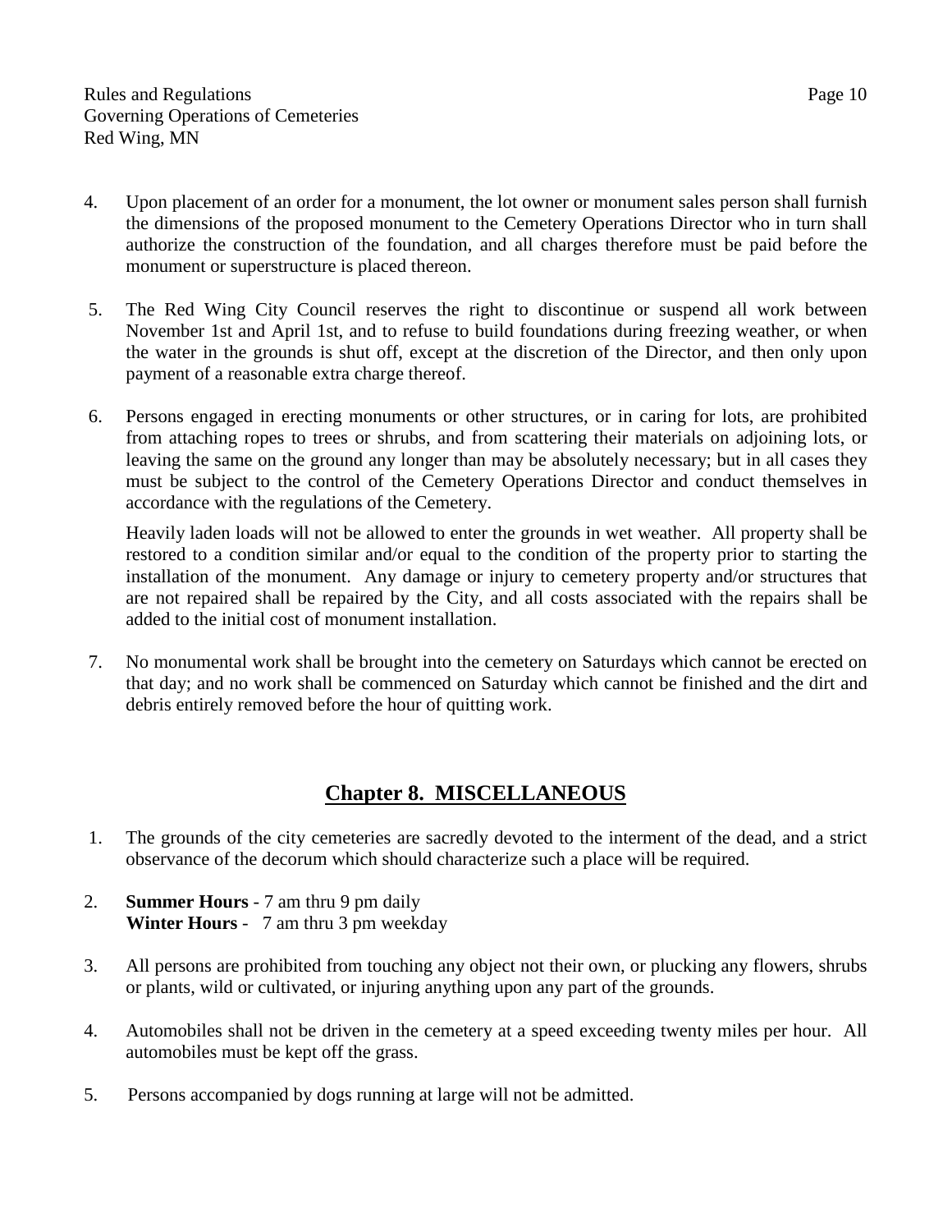4. Upon placement of an order for a monument, the lot owner or monument sales person shall furnish the dimensions of the proposed monument to the Cemetery Operations Director who in turn shall authorize the construction of the foundation, and all charges therefore must be paid before the monument or superstructure is placed thereon.

5. The Red Wing City Council reserves the right to discontinue or suspend all work between November 1st and April 1st, and to refuse to build foundations during freezing weather, or when the water in the grounds is shut off, except at the discretion of the Director, and then only upon payment of a reasonable extra charge thereof.

6. Persons engaged in erecting monuments or other structures, or in caring for lots, are prohibited from attaching ropes to trees or shrubs, and from scattering their materials on adjoining lots, or leaving the same on the ground any longer than may be absolutely necessary; but in all cases they must be subject to the control of the Cemetery Operations Director and conduct themselves in accordance with the regulations of the Cemetery.

   Heavily laden loads will not be allowed to enter the grounds in wet weather. All property shall be restored to a condition similar and/or equal to the condition of the property prior to starting the installation of the monument. Any damage or injury to cemetery property and/or structures that are not repaired shall be repaired by the City, and all costs associated with the repairs shall be added to the initial cost of monument installation.

7. No monumental work shall be brought into the cemetery on Saturdays which cannot be erected on that day; and no work shall be commenced on Saturday which cannot be finished and the dirt and debris entirely removed before the hour of quitting work.

## Chapter 8. MISCELLANEOUS

1. The grounds of the city cemeteries are sacredly devoted to the interment of the dead, and a strict observance of the decorum which should characterize such a place will be required.

2. **Summer Hours** - 7 am thru 9 pm daily
   **Winter Hours** - 7 am thru 3 pm weekday

3. All persons are prohibited from touching any object not their own, or plucking any flowers, shrubs or plants, wild or cultivated, or injuring anything upon any part of the grounds.

4. Automobiles shall not be driven in the cemetery at a speed exceeding twenty miles per hour. All automobiles must be kept off the grass.

5. Persons accompanied by dogs running at large will not be admitted.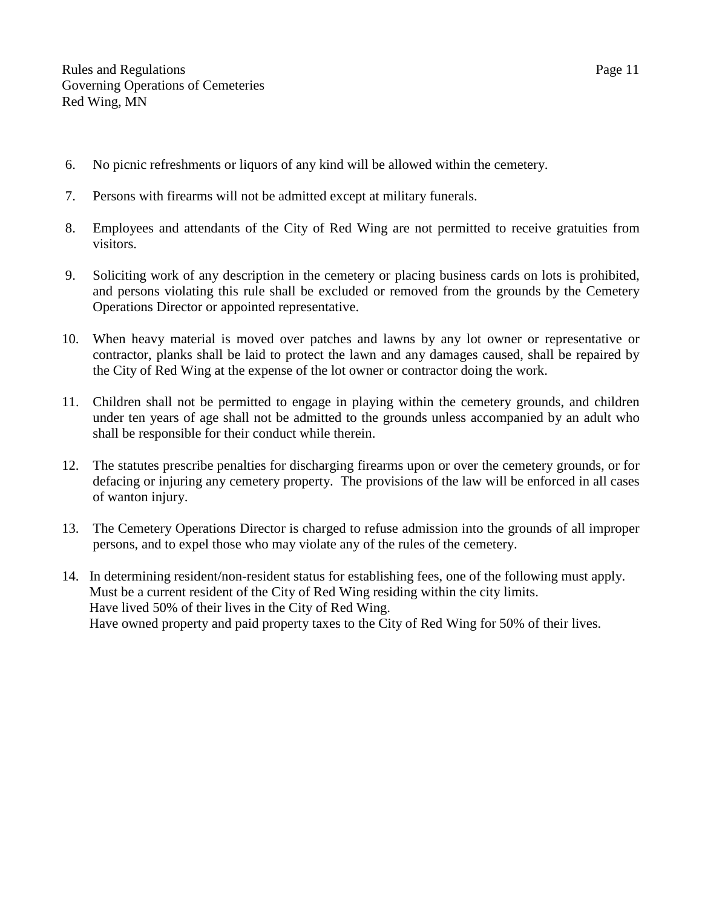6. No picnic refreshments or liquors of any kind will be allowed within the cemetery.

7. Persons with firearms will not be admitted except at military funerals.

8. Employees and attendants of the City of Red Wing are not permitted to receive gratuities from visitors.

9. Soliciting work of any description in the cemetery or placing business cards on lots is prohibited, and persons violating this rule shall be excluded or removed from the grounds by the Cemetery Operations Director or appointed representative.

10. When heavy material is moved over patches and lawns by any lot owner or representative or contractor, planks shall be laid to protect the lawn and any damages caused, shall be repaired by the City of Red Wing at the expense of the lot owner or contractor doing the work.

11. Children shall not be permitted to engage in playing within the cemetery grounds, and children under ten years of age shall not be admitted to the grounds unless accompanied by an adult who shall be responsible for their conduct while therein.

12. The statutes prescribe penalties for discharging firearms upon or over the cemetery grounds, or for defacing or injuring any cemetery property. The provisions of the law will be enforced in all cases of wanton injury.

13. The Cemetery Operations Director is charged to refuse admission into the grounds of all improper persons, and to expel those who may violate any of the rules of the cemetery.

14. In determining resident/non-resident status for establishing fees, one of the following must apply.
    Must be a current resident of the City of Red Wing residing within the city limits.
    Have lived 50% of their lives in the City of Red Wing.
    Have owned property and paid property taxes to the City of Red Wing for 50% of their lives.